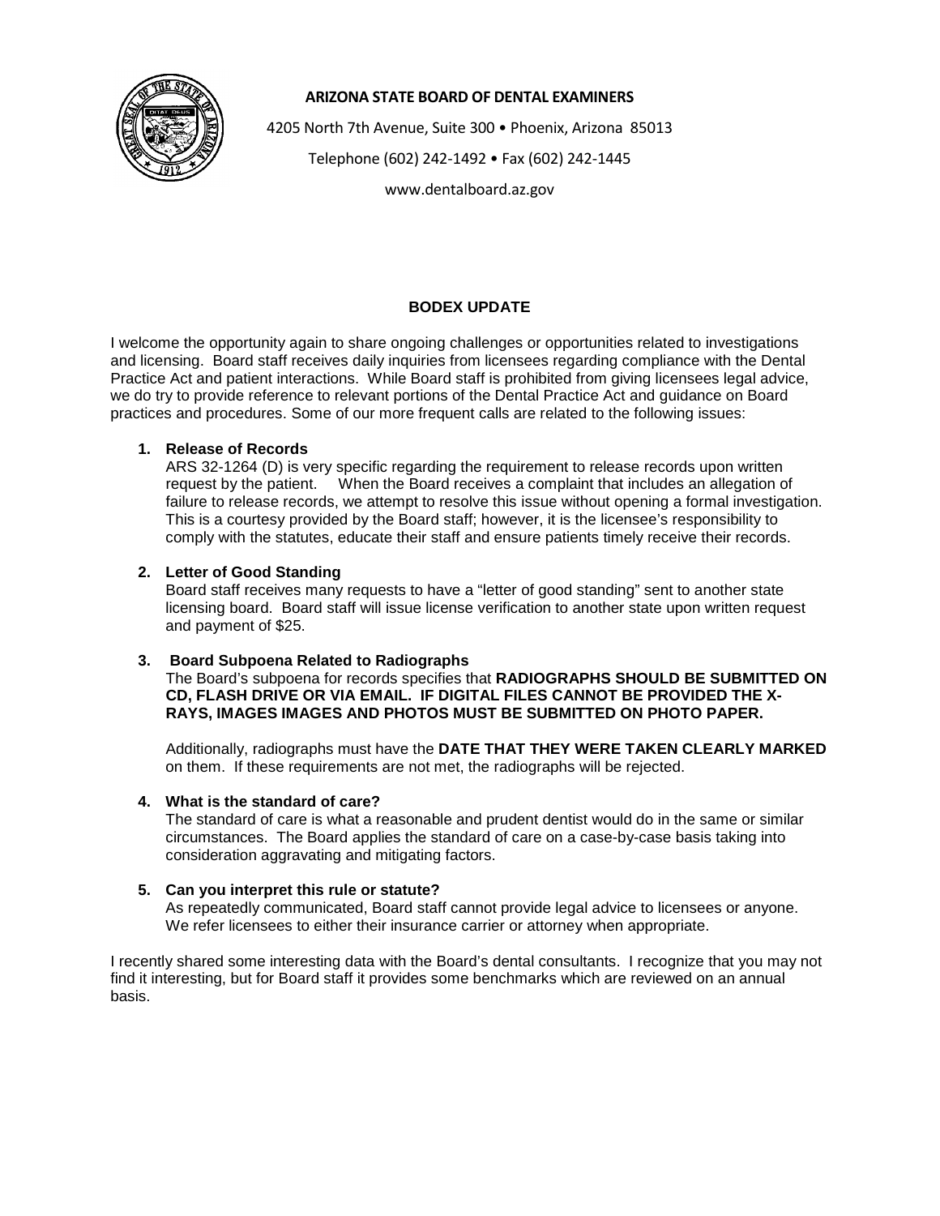**ARIZONA STATE BOARD OF DENTAL EXAMINERS**

4205 North 7th Avenue, Suite 300 • Phoenix, Arizona 85013

Telephone (602) 242-1492 • Fax (602) 242-1445

www.dentalboard.az.gov

## BODEX UPDATE

I welcome the opportunity again to share ongoing challenges or opportunities related to investigations and licensing. Board staff receives daily inquiries from licensees regarding compliance with the Dental Practice Act and patient interactions. While Board staff is prohibited from giving licensees legal advice, we do try to provide reference to relevant portions of the Dental Practice Act and guidance on Board practices and procedures. Some of our more frequent calls are related to the following issues:

1. **Release of Records**
   ARS 32-1264 (D) is very specific regarding the requirement to release records upon written request by the patient. When the Board receives a complaint that includes an allegation of failure to release records, we attempt to resolve this issue without opening a formal investigation. This is a courtesy provided by the Board staff; however, it is the licensee's responsibility to comply with the statutes, educate their staff and ensure patients timely receive their records.

2. **Letter of Good Standing**
   Board staff receives many requests to have a "letter of good standing" sent to another state licensing board. Board staff will issue license verification to another state upon written request and payment of $25.

3. **Board Subpoena Related to Radiographs**
   The Board's subpoena for records specifies that **RADIOGRAPHS SHOULD BE SUBMITTED ON CD, FLASH DRIVE OR VIA EMAIL. IF DIGITAL FILES CANNOT BE PROVIDED THE X-RAYS, IMAGES IMAGES AND PHOTOS MUST BE SUBMITTED ON PHOTO PAPER.**

   Additionally, radiographs must have the **DATE THAT THEY WERE TAKEN CLEARLY MARKED** on them. If these requirements are not met, the radiographs will be rejected.

4. **What is the standard of care?**
   The standard of care is what a reasonable and prudent dentist would do in the same or similar circumstances. The Board applies the standard of care on a case-by-case basis taking into consideration aggravating and mitigating factors.

5. **Can you interpret this rule or statute?**
   As repeatedly communicated, Board staff cannot provide legal advice to licensees or anyone. We refer licensees to either their insurance carrier or attorney when appropriate.

I recently shared some interesting data with the Board's dental consultants. I recognize that you may not find it interesting, but for Board staff it provides some benchmarks which are reviewed on an annual basis.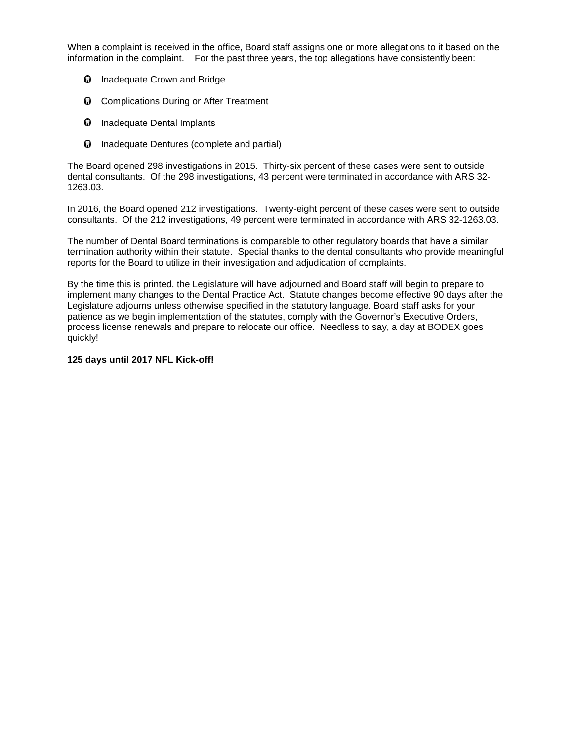When a complaint is received in the office, Board staff assigns one or more allegations to it based on the information in the complaint. For the past three years, the top allegations have consistently been:

- Inadequate Crown and Bridge
- Complications During or After Treatment
- Inadequate Dental Implants
- Inadequate Dentures (complete and partial)

The Board opened 298 investigations in 2015. Thirty-six percent of these cases were sent to outside dental consultants. Of the 298 investigations, 43 percent were terminated in accordance with ARS 32-1263.03.

In 2016, the Board opened 212 investigations. Twenty-eight percent of these cases were sent to outside consultants. Of the 212 investigations, 49 percent were terminated in accordance with ARS 32-1263.03.

The number of Dental Board terminations is comparable to other regulatory boards that have a similar termination authority within their statute. Special thanks to the dental consultants who provide meaningful reports for the Board to utilize in their investigation and adjudication of complaints.

By the time this is printed, the Legislature will have adjourned and Board staff will begin to prepare to implement many changes to the Dental Practice Act. Statute changes become effective 90 days after the Legislature adjourns unless otherwise specified in the statutory language. Board staff asks for your patience as we begin implementation of the statutes, comply with the Governor's Executive Orders, process license renewals and prepare to relocate our office. Needless to say, a day at BODEX goes quickly!

**125 days until 2017 NFL Kick-off!**